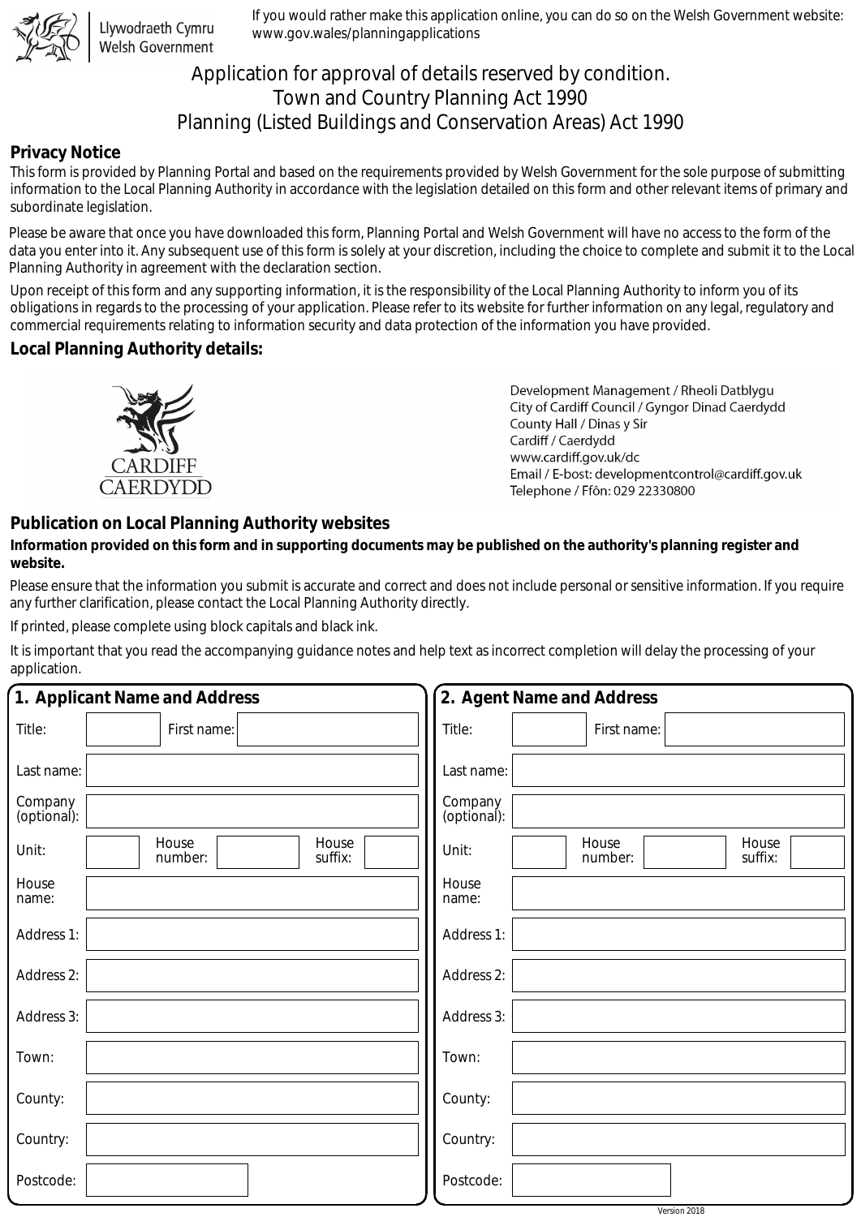Llywodraeth Cymru
Welsh Government

If you would rather make this application online, you can do so on the Welsh Government website: www.gov.wales/planningapplications

# Application for approval of details reserved by condition.
# Town and Country Planning Act 1990
# Planning (Listed Buildings and Conservation Areas) Act 1990

## Privacy Notice

This form is provided by Planning Portal and based on the requirements provided by Welsh Government for the sole purpose of submitting information to the Local Planning Authority in accordance with the legislation detailed on this form and other relevant items of primary and subordinate legislation.

Please be aware that once you have downloaded this form, Planning Portal and Welsh Government will have no access to the form of the data you enter into it. Any subsequent use of this form is solely at your discretion, including the choice to complete and submit it to the Local Planning Authority in agreement with the declaration section.

Upon receipt of this form and any supporting information, it is the responsibility of the Local Planning Authority to inform you of its obligations in regards to the processing of your application. Please refer to its website for further information on any legal, regulatory and commercial requirements relating to information security and data protection of the information you have provided.

## Local Planning Authority details:

CARDIFF
CAERDYDD

Development Management / Rheoli Datblygu
City of Cardiff Council / Gyngor Dinad Caerdydd
County Hall / Dinas y Sir
Cardiff / Caerdydd
www.cardiff.gov.uk/dc
Email / E-bost: developmentcontrol@cardiff.gov.uk
Telephone / Ffôn: 029 22330800

## Publication on Local Planning Authority websites

**Information provided on this form and in supporting documents may be published on the authority's planning register and website.**

Please ensure that the information you submit is accurate and correct and does not include personal or sensitive information. If you require any further clarification, please contact the Local Planning Authority directly.

If printed, please complete using block capitals and black ink.

It is important that you read the accompanying guidance notes and help text as incorrect completion will delay the processing of your application.

## 1. Applicant Name and Address

| Field | |
|---|---|
| Title: | |
| First name: | |
| Last name: | |
| Company (optional): | |
| Unit: | |
| House number: | |
| House suffix: | |
| House name: | |
| Address 1: | |
| Address 2: | |
| Address 3: | |
| Town: | |
| County: | |
| Country: | |
| Postcode: | |

## 2. Agent Name and Address

| Field | |
|---|---|
| Title: | |
| First name: | |
| Last name: | |
| Company (optional): | |
| Unit: | |
| House number: | |
| House suffix: | |
| House name: | |
| Address 1: | |
| Address 2: | |
| Address 3: | |
| Town: | |
| County: | |
| Country: | |
| Postcode: | |

Version 2018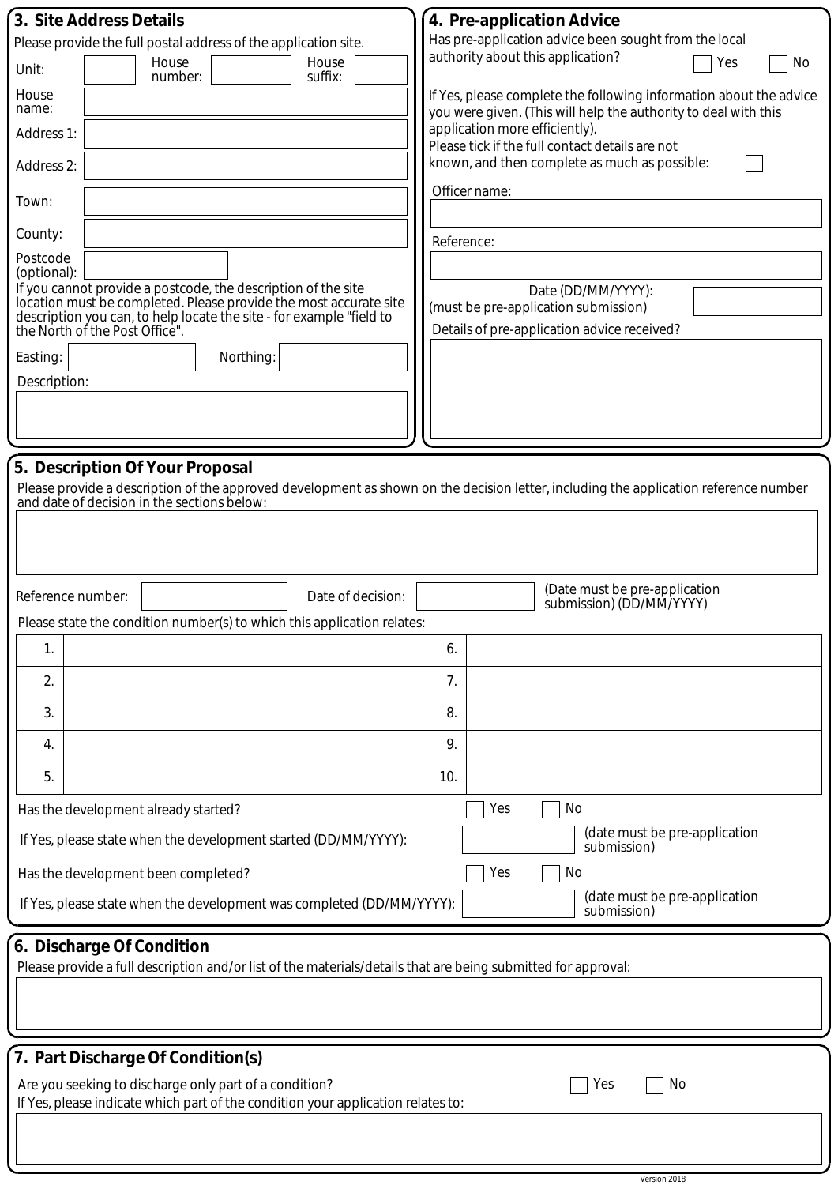## 3. Site Address Details

Please provide the full postal address of the application site.

Unit: &nbsp;&nbsp;&nbsp; House number: &nbsp;&nbsp;&nbsp; House suffix:

House name:

Address 1:

Address 2:

Town:

County:

Postcode (optional):

If you cannot provide a postcode, the description of the site location must be completed. Please provide the most accurate site description you can, to help locate the site - for example "field to the North of the Post Office".

Easting: &nbsp;&nbsp;&nbsp; Northing:

Description:

## 4. Pre-application Advice

Has pre-application advice been sought from the local authority about this application? ☐ Yes ☐ No

If Yes, please complete the following information about the advice you were given. (This will help the authority to deal with this application more efficiently).

Please tick if the full contact details are not known, and then complete as much as possible: ☐

Officer name:

Reference:

Date (DD/MM/YYYY):
(must be pre-application submission)

Details of pre-application advice received?

## 5. Description Of Your Proposal

Please provide a description of the approved development as shown on the decision letter, including the application reference number and date of decision in the sections below:

Reference number: &nbsp;&nbsp;&nbsp; Date of decision: &nbsp;&nbsp;&nbsp; (Date must be pre-application submission) (DD/MM/YYYY)

Please state the condition number(s) to which this application relates:

| | | | |
|---|---|---|---|
| 1. | | 6. | |
| 2. | | 7. | |
| 3. | | 8. | |
| 4. | | 9. | |
| 5. | | 10. | |

Has the development already started? ☐ Yes ☐ No

If Yes, please state when the development started (DD/MM/YYYY): &nbsp;&nbsp;&nbsp; (date must be pre-application submission)

Has the development been completed? ☐ Yes ☐ No

If Yes, please state when the development was completed (DD/MM/YYYY): &nbsp;&nbsp;&nbsp; (date must be pre-application submission)

## 6. Discharge Of Condition

Please provide a full description and/or list of the materials/details that are being submitted for approval:

## 7. Part Discharge Of Condition(s)

Are you seeking to discharge only part of a condition? ☐ Yes ☐ No

If Yes, please indicate which part of the condition your application relates to:

Version 2018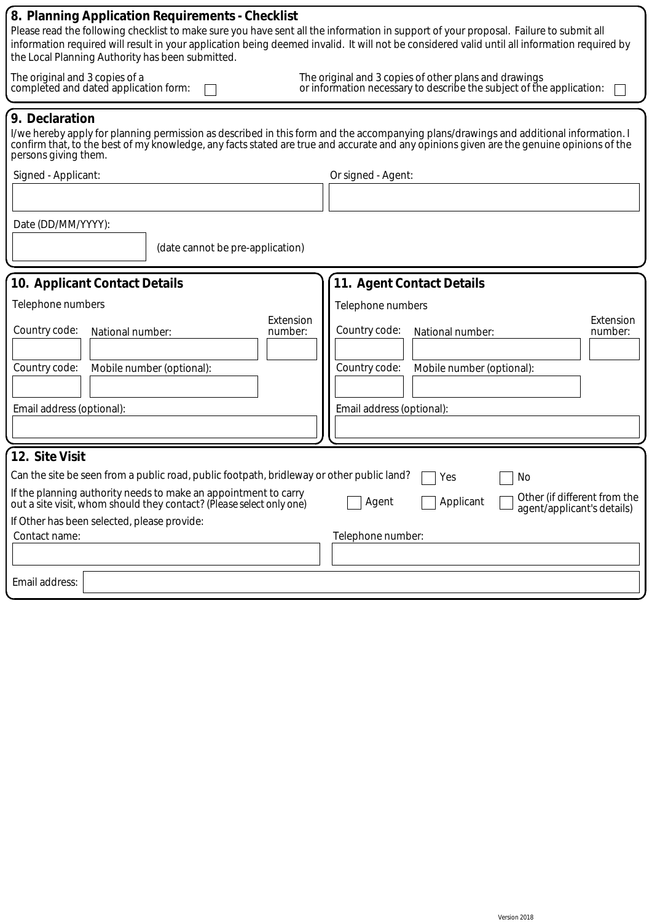## 8. Planning Application Requirements - Checklist

Please read the following checklist to make sure you have sent all the information in support of your proposal. Failure to submit all information required will result in your application being deemed invalid. It will not be considered valid until all information required by the Local Planning Authority has been submitted.

The original and 3 copies of a completed and dated application form: ☐

The original and 3 copies of other plans and drawings or information necessary to describe the subject of the application: ☐

## 9. Declaration

I/we hereby apply for planning permission as described in this form and the accompanying plans/drawings and additional information. I confirm that, to the best of my knowledge, any facts stated are true and accurate and any opinions given are the genuine opinions of the persons giving them.

Signed - Applicant:

Or signed - Agent:

Date (DD/MM/YYYY):

(date cannot be pre-application)

## 10. Applicant Contact Details

Telephone numbers

Country code: | National number: | Extension number:

Country code: | Mobile number (optional):

Email address (optional):

## 11. Agent Contact Details

Telephone numbers

Country code: | National number: | Extension number:

Country code: | Mobile number (optional):

Email address (optional):

## 12. Site Visit

Can the site be seen from a public road, public footpath, bridleway or other public land? ☐ Yes ☐ No

If the planning authority needs to make an appointment to carry out a site visit, whom should they contact? (Please select only one) ☐ Agent ☐ Applicant ☐ Other (if different from the agent/applicant's details)

If Other has been selected, please provide:

Contact name:

Telephone number:

Email address:

Version 2018